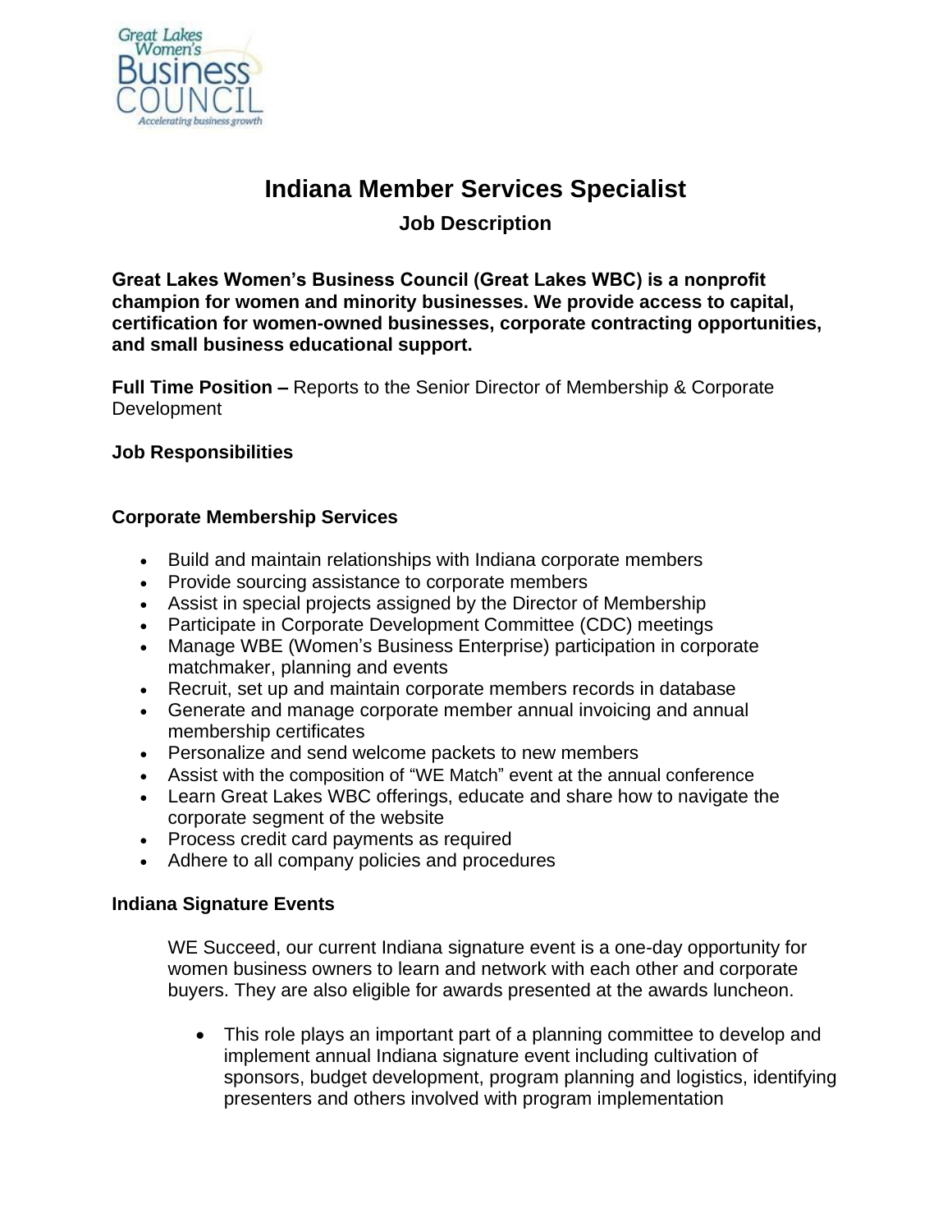# Indiana Member Services Specialist

## Job Description

**Great Lakes Women's Business Council (Great Lakes WBC) is a nonprofit champion for women and minority businesses. We provide access to capital, certification for women-owned businesses, corporate contracting opportunities, and small business educational support.**

**Full Time Position –** Reports to the Senior Director of Membership & Corporate Development

### Job Responsibilities

### Corporate Membership Services

- Build and maintain relationships with Indiana corporate members
- Provide sourcing assistance to corporate members
- Assist in special projects assigned by the Director of Membership
- Participate in Corporate Development Committee (CDC) meetings
- Manage WBE (Women's Business Enterprise) participation in corporate matchmaker, planning and events
- Recruit, set up and maintain corporate members records in database
- Generate and manage corporate member annual invoicing and annual membership certificates
- Personalize and send welcome packets to new members
- Assist with the composition of "WE Match" event at the annual conference
- Learn Great Lakes WBC offerings, educate and share how to navigate the corporate segment of the website
- Process credit card payments as required
- Adhere to all company policies and procedures

### Indiana Signature Events

WE Succeed, our current Indiana signature event is a one-day opportunity for women business owners to learn and network with each other and corporate buyers. They are also eligible for awards presented at the awards luncheon.

- This role plays an important part of a planning committee to develop and implement annual Indiana signature event including cultivation of sponsors, budget development, program planning and logistics, identifying presenters and others involved with program implementation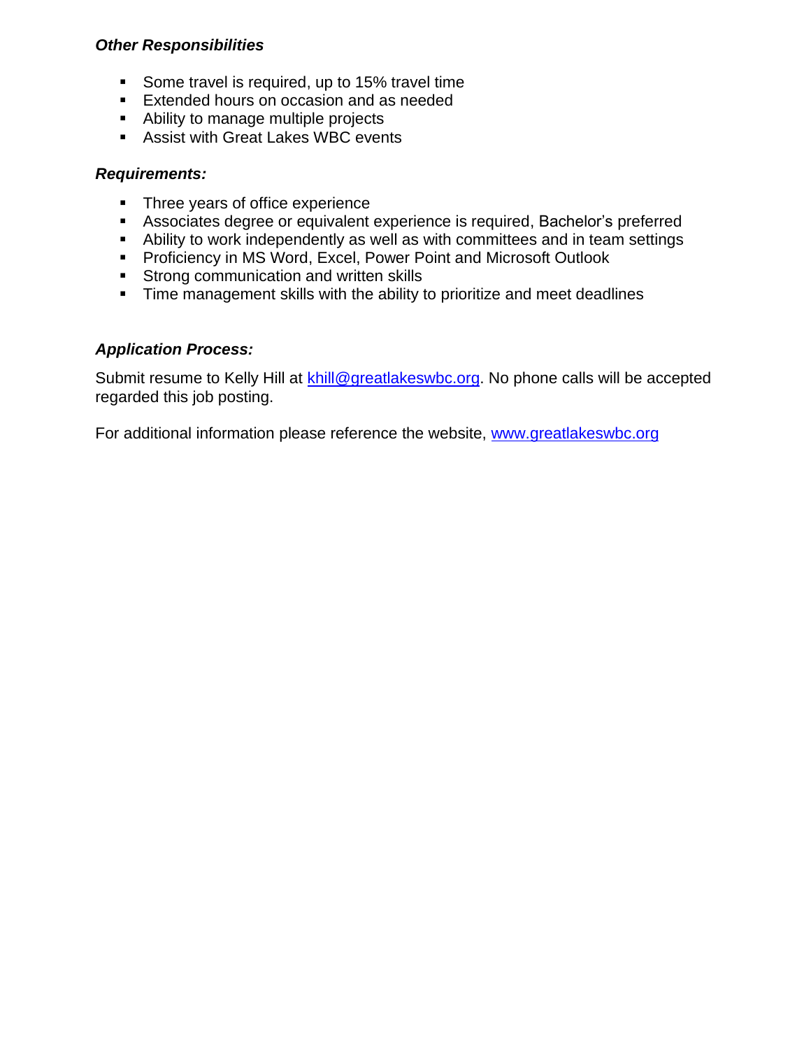***Other Responsibilities***

- Some travel is required, up to 15% travel time
- Extended hours on occasion and as needed
- Ability to manage multiple projects
- Assist with Great Lakes WBC events

***Requirements:***

- Three years of office experience
- Associates degree or equivalent experience is required, Bachelor's preferred
- Ability to work independently as well as with committees and in team settings
- Proficiency in MS Word, Excel, Power Point and Microsoft Outlook
- Strong communication and written skills
- Time management skills with the ability to prioritize and meet deadlines

***Application Process:***

Submit resume to Kelly Hill at [khill@greatlakeswbc.org](mailto:khill@greatlakeswbc.org). No phone calls will be accepted regarded this job posting.

For additional information please reference the website, [www.greatlakeswbc.org](http://www.greatlakeswbc.org)